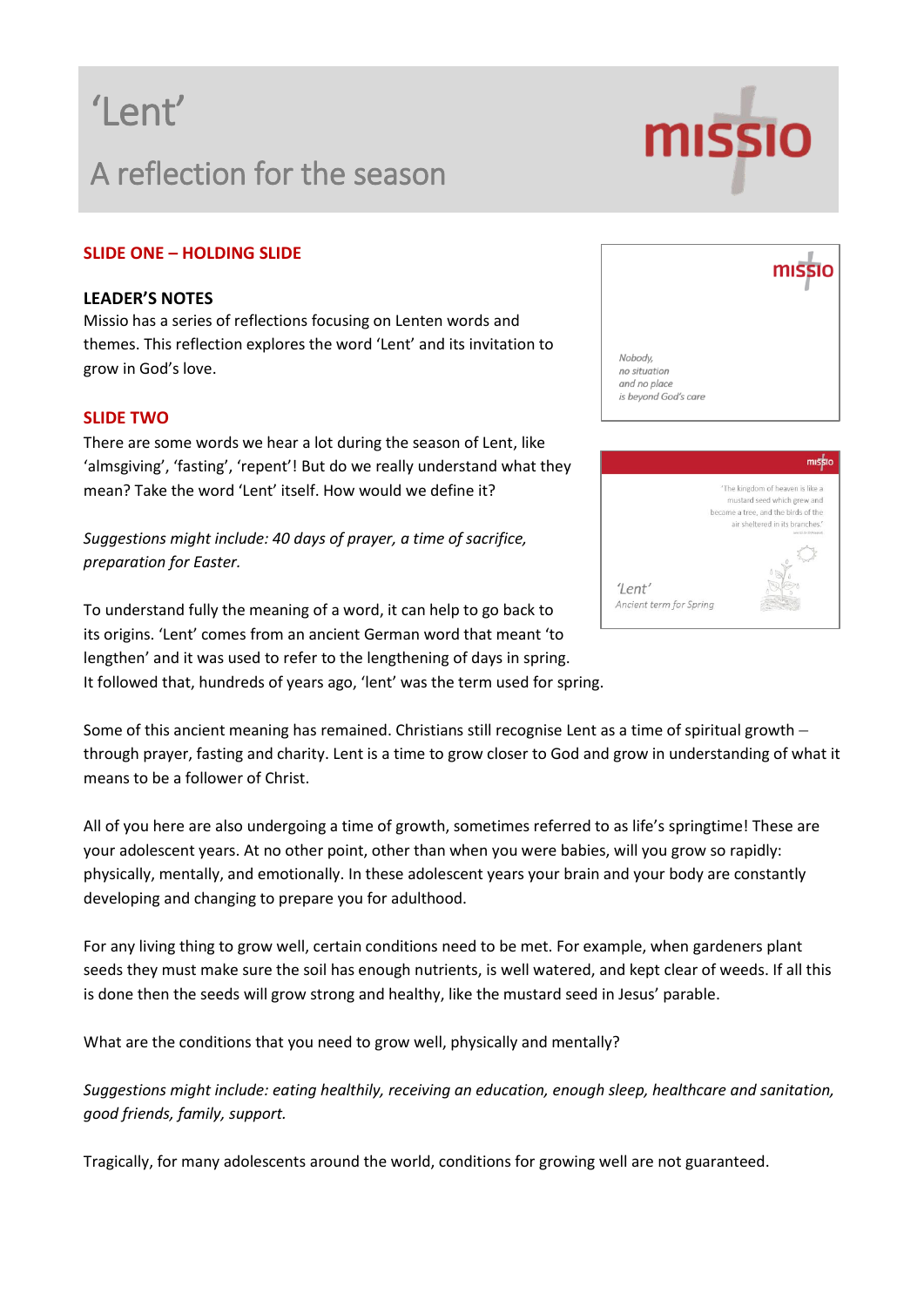# 'Lent'

## A reflection for the season

**SLIDE ONE – HOLDING SLIDE**

**LEADER'S NOTES**

Missio has a series of reflections focusing on Lenten words and themes. This reflection explores the word 'Lent' and its invitation to grow in God's love.

**SLIDE TWO**

There are some words we hear a lot during the season of Lent, like 'almsgiving', 'fasting', 'repent'! But do we really understand what they mean? Take the word 'Lent' itself. How would we define it?

*Suggestions might include: 40 days of prayer, a time of sacrifice, preparation for Easter.*

To understand fully the meaning of a word, it can help to go back to its origins. 'Lent' comes from an ancient German word that meant 'to lengthen' and it was used to refer to the lengthening of days in spring. It followed that, hundreds of years ago, 'lent' was the term used for spring.

Some of this ancient meaning has remained. Christians still recognise Lent as a time of spiritual growth – through prayer, fasting and charity. Lent is a time to grow closer to God and grow in understanding of what it means to be a follower of Christ.

All of you here are also undergoing a time of growth, sometimes referred to as life's springtime! These are your adolescent years. At no other point, other than when you were babies, will you grow so rapidly: physically, mentally, and emotionally. In these adolescent years your brain and your body are constantly developing and changing to prepare you for adulthood.

For any living thing to grow well, certain conditions need to be met. For example, when gardeners plant seeds they must make sure the soil has enough nutrients, is well watered, and kept clear of weeds. If all this is done then the seeds will grow strong and healthy, like the mustard seed in Jesus' parable.

What are the conditions that you need to grow well, physically and mentally?

*Suggestions might include: eating healthily, receiving an education, enough sleep, healthcare and sanitation, good friends, family, support.*

Tragically, for many adolescents around the world, conditions for growing well are not guaranteed.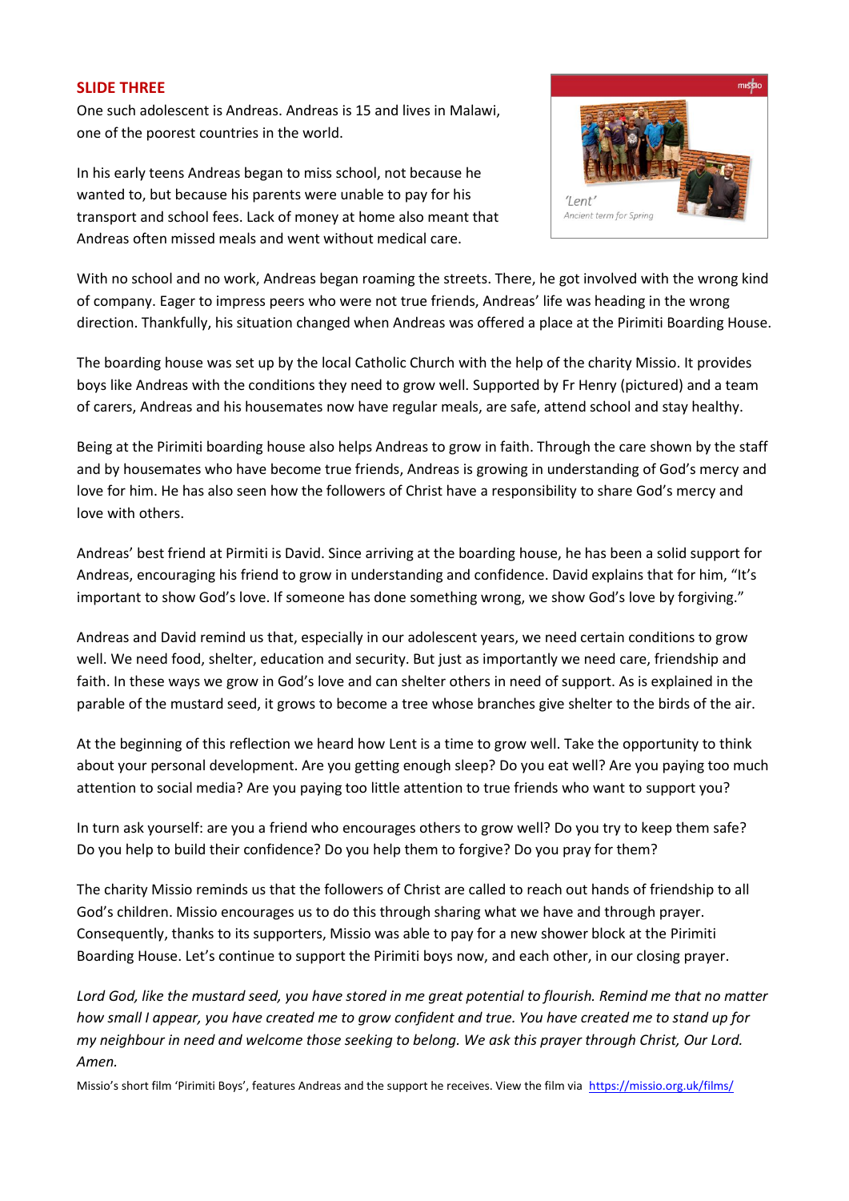**SLIDE THREE**

One such adolescent is Andreas. Andreas is 15 and lives in Malawi, one of the poorest countries in the world.

In his early teens Andreas began to miss school, not because he wanted to, but because his parents were unable to pay for his transport and school fees. Lack of money at home also meant that Andreas often missed meals and went without medical care.

With no school and no work, Andreas began roaming the streets. There, he got involved with the wrong kind of company. Eager to impress peers who were not true friends, Andreas' life was heading in the wrong direction. Thankfully, his situation changed when Andreas was offered a place at the Pirimiti Boarding House.

The boarding house was set up by the local Catholic Church with the help of the charity Missio. It provides boys like Andreas with the conditions they need to grow well. Supported by Fr Henry (pictured) and a team of carers, Andreas and his housemates now have regular meals, are safe, attend school and stay healthy.

Being at the Pirimiti boarding house also helps Andreas to grow in faith. Through the care shown by the staff and by housemates who have become true friends, Andreas is growing in understanding of God's mercy and love for him. He has also seen how the followers of Christ have a responsibility to share God's mercy and love with others.

Andreas' best friend at Pirmiti is David. Since arriving at the boarding house, he has been a solid support for Andreas, encouraging his friend to grow in understanding and confidence. David explains that for him, "It's important to show God's love. If someone has done something wrong, we show God's love by forgiving."

Andreas and David remind us that, especially in our adolescent years, we need certain conditions to grow well. We need food, shelter, education and security. But just as importantly we need care, friendship and faith. In these ways we grow in God's love and can shelter others in need of support. As is explained in the parable of the mustard seed, it grows to become a tree whose branches give shelter to the birds of the air.

At the beginning of this reflection we heard how Lent is a time to grow well. Take the opportunity to think about your personal development. Are you getting enough sleep? Do you eat well? Are you paying too much attention to social media? Are you paying too little attention to true friends who want to support you?

In turn ask yourself: are you a friend who encourages others to grow well? Do you try to keep them safe? Do you help to build their confidence? Do you help them to forgive? Do you pray for them?

The charity Missio reminds us that the followers of Christ are called to reach out hands of friendship to all God's children. Missio encourages us to do this through sharing what we have and through prayer. Consequently, thanks to its supporters, Missio was able to pay for a new shower block at the Pirimiti Boarding House. Let's continue to support the Pirimiti boys now, and each other, in our closing prayer.

*Lord God, like the mustard seed, you have stored in me great potential to flourish. Remind me that no matter how small I appear, you have created me to grow confident and true. You have created me to stand up for my neighbour in need and welcome those seeking to belong. We ask this prayer through Christ, Our Lord. Amen.*

Missio's short film 'Pirimiti Boys', features Andreas and the support he receives. View the film via https://missio.org.uk/films/